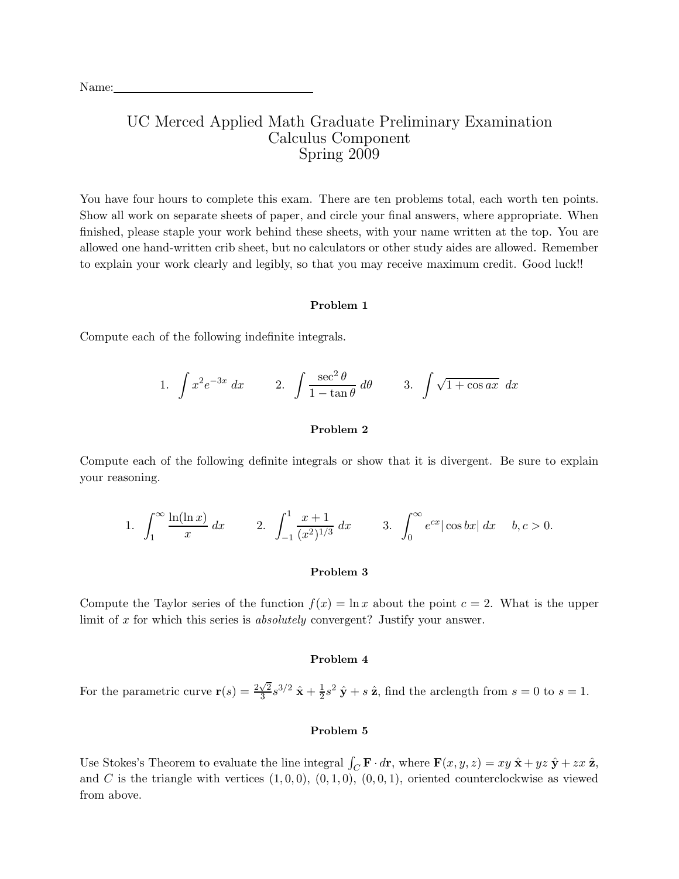Name:\_\_\_\_\_\_\_\_\_\_\_\_\_\_\_\_\_\_\_\_\_\_\_\_\_\_\_\_\_\_\_\_

# UC Merced Applied Math Graduate Preliminary Examination
## Calculus Component
## Spring 2009

You have four hours to complete this exam. There are ten problems total, each worth ten points. Show all work on separate sheets of paper, and circle your final answers, where appropriate. When finished, please staple your work behind these sheets, with your name written at the top. You are allowed one hand-written crib sheet, but no calculators or other study aides are allowed. Remember to explain your work clearly and legibly, so that you may receive maximum credit. Good luck!!

### Problem 1

Compute each of the following indefinite integrals.

$$1. \int x^2 e^{-3x}\, dx \qquad 2. \int \frac{\sec^2\theta}{1-\tan\theta}\, d\theta \qquad 3. \int \sqrt{1+\cos ax}\ dx$$

### Problem 2

Compute each of the following definite integrals or show that it is divergent. Be sure to explain your reasoning.

$$1. \int_1^\infty \frac{\ln(\ln x)}{x}\, dx \qquad 2. \int_{-1}^1 \frac{x+1}{(x^2)^{1/3}}\, dx \qquad 3. \int_0^\infty e^{cx}|\cos bx|\, dx \quad b, c > 0.$$

### Problem 3

Compute the Taylor series of the function $f(x) = \ln x$ about the point $c = 2$. What is the upper limit of $x$ for which this series is *absolutely* convergent? Justify your answer.

### Problem 4

For the parametric curve $\mathbf{r}(s) = \frac{2\sqrt{2}}{3}s^{3/2}\,\hat{\mathbf{x}} + \frac{1}{2}s^2\,\hat{\mathbf{y}} + s\,\hat{\mathbf{z}}$, find the arclength from $s = 0$ to $s = 1$.

### Problem 5

Use Stokes's Theorem to evaluate the line integral $\int_C \mathbf{F}\cdot d\mathbf{r}$, where $\mathbf{F}(x, y, z) = xy\,\hat{\mathbf{x}} + yz\,\hat{\mathbf{y}} + zx\,\hat{\mathbf{z}}$, and $C$ is the triangle with vertices $(1, 0, 0)$, $(0, 1, 0)$, $(0, 0, 1)$, oriented counterclockwise as viewed from above.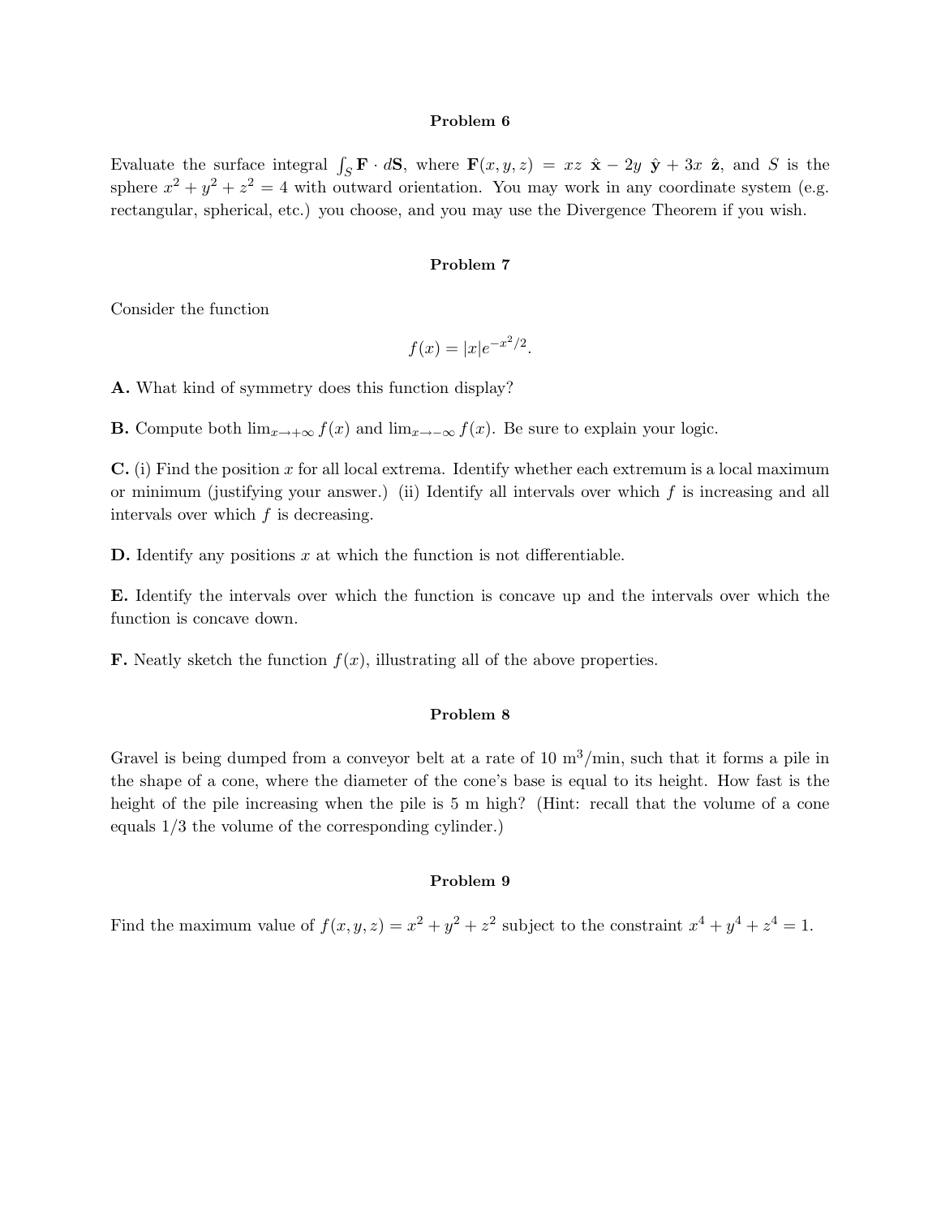## Problem 6

Evaluate the surface integral $\int_S \mathbf{F} \cdot d\mathbf{S}$, where $\mathbf{F}(x, y, z) = xz\ \hat{\mathbf{x}} - 2y\ \hat{\mathbf{y}} + 3x\ \hat{\mathbf{z}}$, and $S$ is the sphere $x^2 + y^2 + z^2 = 4$ with outward orientation. You may work in any coordinate system (e.g. rectangular, spherical, etc.) you choose, and you may use the Divergence Theorem if you wish.

## Problem 7

Consider the function

$$f(x) = |x|e^{-x^2/2}.$$

**A.** What kind of symmetry does this function display?

**B.** Compute both $\lim_{x\to+\infty} f(x)$ and $\lim_{x\to-\infty} f(x)$. Be sure to explain your logic.

**C.** (i) Find the position $x$ for all local extrema. Identify whether each extremum is a local maximum or minimum (justifying your answer.) (ii) Identify all intervals over which $f$ is increasing and all intervals over which $f$ is decreasing.

**D.** Identify any positions $x$ at which the function is not differentiable.

**E.** Identify the intervals over which the function is concave up and the intervals over which the function is concave down.

**F.** Neatly sketch the function $f(x)$, illustrating all of the above properties.

## Problem 8

Gravel is being dumped from a conveyor belt at a rate of 10 m$^3$/min, such that it forms a pile in the shape of a cone, where the diameter of the cone's base is equal to its height. How fast is the height of the pile increasing when the pile is 5 m high? (Hint: recall that the volume of a cone equals 1/3 the volume of the corresponding cylinder.)

## Problem 9

Find the maximum value of $f(x, y, z) = x^2 + y^2 + z^2$ subject to the constraint $x^4 + y^4 + z^4 = 1$.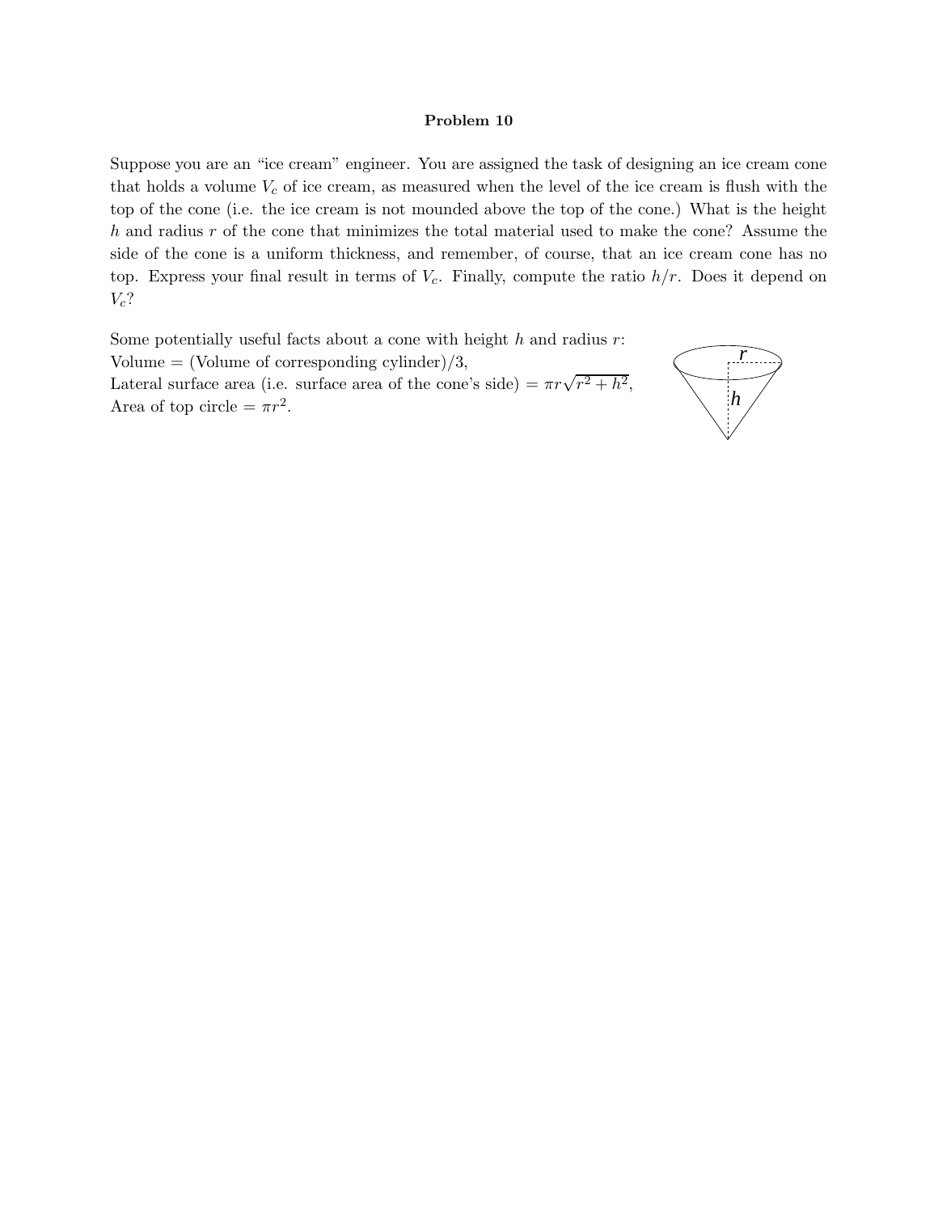**Problem 10**

Suppose you are an "ice cream" engineer. You are assigned the task of designing an ice cream cone that holds a volume $V_c$ of ice cream, as measured when the level of the ice cream is flush with the top of the cone (i.e. the ice cream is not mounded above the top of the cone.) What is the height $h$ and radius $r$ of the cone that minimizes the total material used to make the cone? Assume the side of the cone is a uniform thickness, and remember, of course, that an ice cream cone has no top. Express your final result in terms of $V_c$. Finally, compute the ratio $h/r$. Does it depend on $V_c$?

Some potentially useful facts about a cone with height $h$ and radius $r$:
Volume = (Volume of corresponding cylinder)/3,
Lateral surface area (i.e. surface area of the cone's side) = $\pi r \sqrt{r^2 + h^2}$,
Area of top circle = $\pi r^2$.

r

h